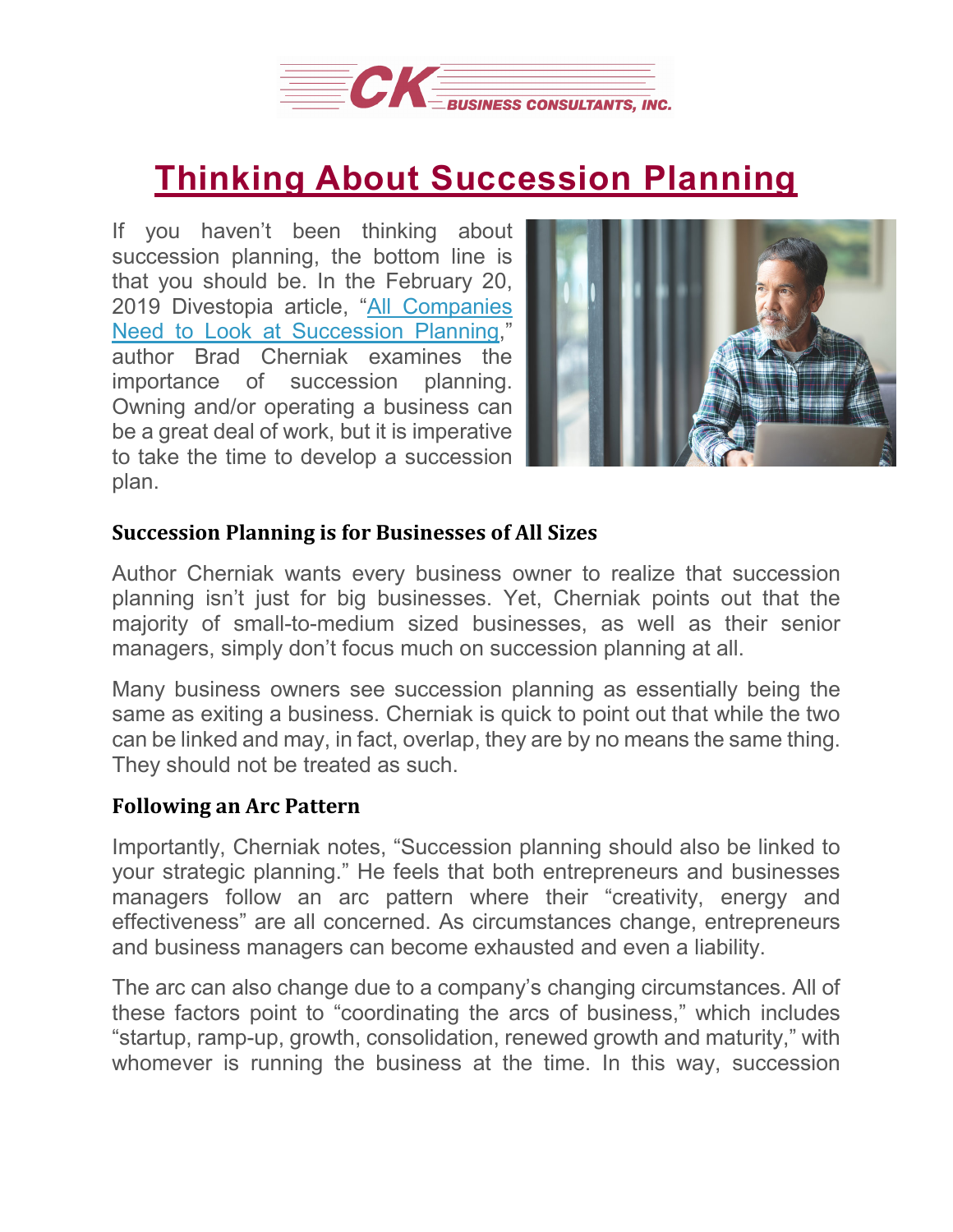# Thinking About Succession Planning

If you haven't been thinking about succession planning, the bottom line is that you should be. In the February 20, 2019 Divestopia article, "All Companies Need to Look at Succession Planning," author Brad Cherniak examines the importance of succession planning. Owning and/or operating a business can be a great deal of work, but it is imperative to take the time to develop a succession plan.

### Succession Planning is for Businesses of All Sizes

Author Cherniak wants every business owner to realize that succession planning isn't just for big businesses. Yet, Cherniak points out that the majority of small-to-medium sized businesses, as well as their senior managers, simply don't focus much on succession planning at all.

Many business owners see succession planning as essentially being the same as exiting a business. Cherniak is quick to point out that while the two can be linked and may, in fact, overlap, they are by no means the same thing. They should not be treated as such.

### Following an Arc Pattern

Importantly, Cherniak notes, "Succession planning should also be linked to your strategic planning." He feels that both entrepreneurs and businesses managers follow an arc pattern where their "creativity, energy and effectiveness" are all concerned. As circumstances change, entrepreneurs and business managers can become exhausted and even a liability.

The arc can also change due to a company's changing circumstances. All of these factors point to "coordinating the arcs of business," which includes "startup, ramp-up, growth, consolidation, renewed growth and maturity," with whomever is running the business at the time. In this way, succession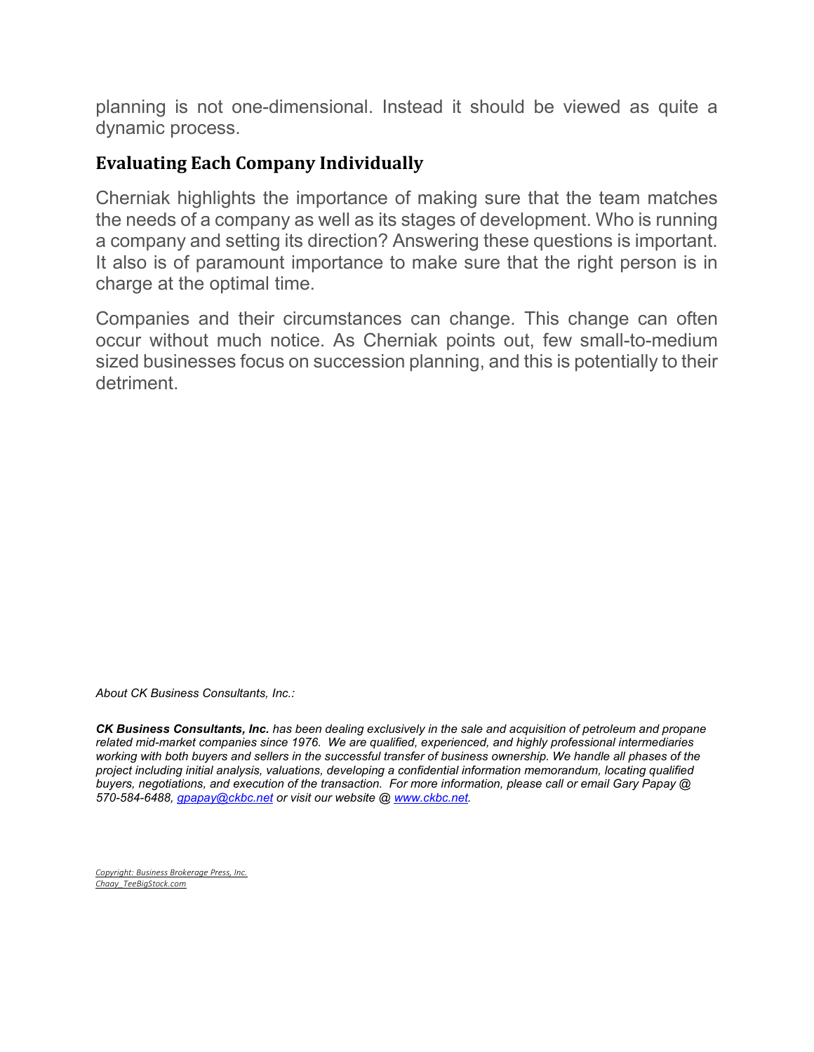planning is not one-dimensional. Instead it should be viewed as quite a dynamic process.

## Evaluating Each Company Individually

Cherniak highlights the importance of making sure that the team matches the needs of a company as well as its stages of development. Who is running a company and setting its direction? Answering these questions is important. It also is of paramount importance to make sure that the right person is in charge at the optimal time.

Companies and their circumstances can change. This change can often occur without much notice. As Cherniak points out, few small-to-medium sized businesses focus on succession planning, and this is potentially to their detriment.

*About CK Business Consultants, Inc.:*

***CK Business Consultants, Inc.*** *has been dealing exclusively in the sale and acquisition of petroleum and propane related mid-market companies since 1976. We are qualified, experienced, and highly professional intermediaries working with both buyers and sellers in the successful transfer of business ownership. We handle all phases of the project including initial analysis, valuations, developing a confidential information memorandum, locating qualified buyers, negotiations, and execution of the transaction. For more information, please call or email Gary Papay @ 570-584-6488, gpapay@ckbc.net or visit our website @ www.ckbc.net.*

Copyright: Business Brokerage Press, Inc.
Chaay_TeeBigStock.com